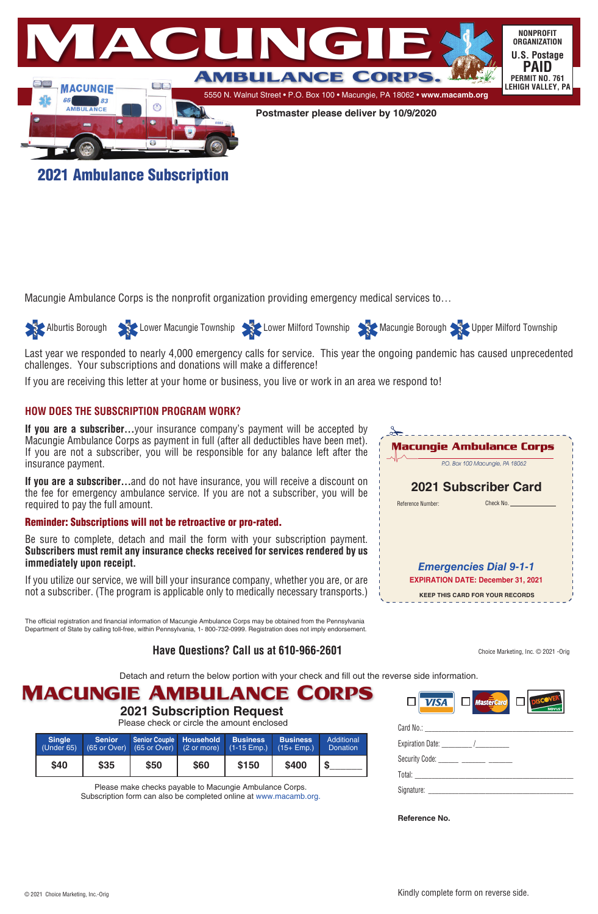# MACUNGIE AMBULANCE CORPS

NONPROFIT ORGANIZATION
U.S. Postage
**PAID**
PERMIT NO. 761
LEHIGH VALLEY, PA

5550 N. Walnut Street • P.O. Box 100 • Macungie, PA 18062 • **www.macamb.org**

**Postmaster please deliver by 10/9/2020**

## 2021 Ambulance Subscription

Macungie Ambulance Corps is the nonprofit organization providing emergency medical services to…

Alburtis Borough · Lower Macungie Township · Lower Milford Township · Macungie Borough · Upper Milford Township

Last year we responded to nearly 4,000 emergency calls for service. This year the ongoing pandemic has caused unprecedented challenges. Your subscriptions and donations will make a difference!

If you are receiving this letter at your home or business, you live or work in an area we respond to!

### HOW DOES THE SUBSCRIPTION PROGRAM WORK?

**If you are a subscriber…**your insurance company's payment will be accepted by Macungie Ambulance Corps as payment in full (after all deductibles have been met). If you are not a subscriber, you will be responsible for any balance left after the insurance payment.

**If you are a subscriber…**and do not have insurance, you will receive a discount on the fee for emergency ambulance service. If you are not a subscriber, you will be required to pay the full amount.

**Reminder: Subscriptions will not be retroactive or pro-rated.**

Be sure to complete, detach and mail the form with your subscription payment. **Subscribers must remit any insurance checks received for services rendered by us immediately upon receipt.**

If you utilize our service, we will bill your insurance company, whether you are, or are not a subscriber. (The program is applicable only to medically necessary transports.)

**Macungie Ambulance Corps**
P.O. Box 100 Macungie, PA 18062

**2021 Subscriber Card**

Reference Number: Check No. ________

*Emergencies Dial 9-1-1*
**EXPIRATION DATE: December 31, 2021**
**KEEP THIS CARD FOR YOUR RECORDS**

The official registration and financial information of Macungie Ambulance Corps may be obtained from the Pennsylvania Department of State by calling toll-free, within Pennsylvania, 1- 800-732-0999. Registration does not imply endorsement.

**Have Questions? Call us at 610-966-2601**

Choice Marketing, Inc. © 2021 -Orig

Detach and return the below portion with your check and fill out the reverse side information.

## MACUNGIE AMBULANCE CORPS

**2021 Subscription Request**
Please check or circle the amount enclosed

| Single (Under 65) | Senior (65 or Over) | Senior Couple (65 or Over) | Household (2 or more) | Business (1-15 Emp.) | Business (15+ Emp.) | Additional Donation |
|---|---|---|---|---|---|---|
| $40 | $35 | $50 | $60 | $150 | $400 | $______ |

Please make checks payable to Macungie Ambulance Corps.
Subscription form can also be completed online at www.macamb.org.

☐ VISA ☐ MasterCard ☐ DISCOVER

Card No.: ______________________________

Expiration Date: _______ /________

Security Code: _____ _____ _____

Total: ______________________________

Signature: ______________________________

**Reference No.**

© 2021 Choice Marketing, Inc.-Orig

Kindly complete form on reverse side.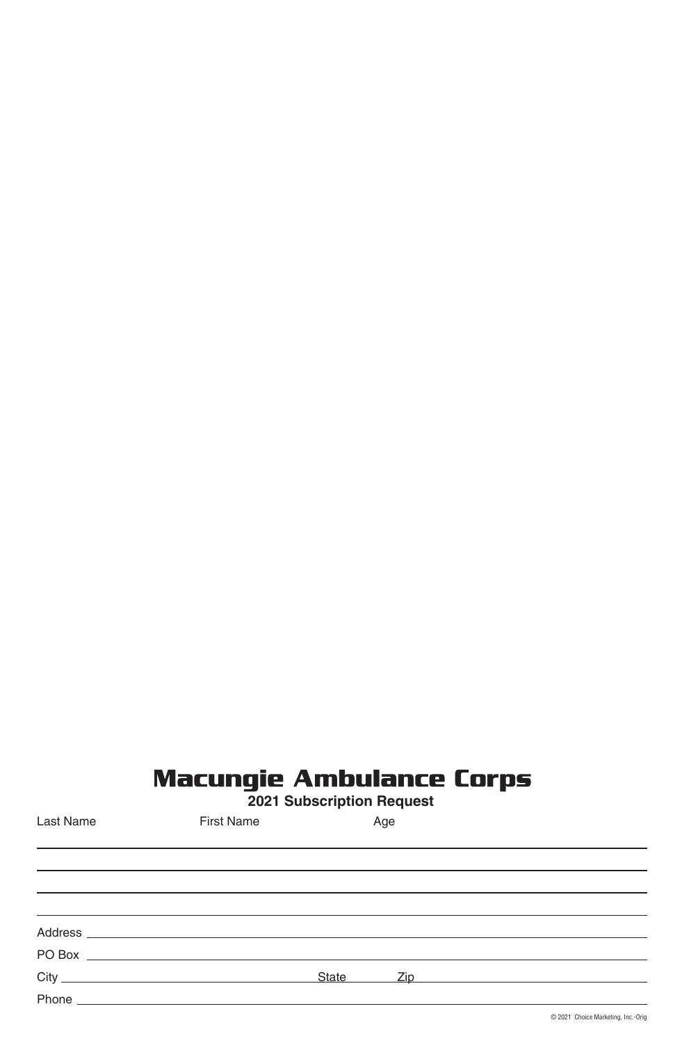# Macungie Ambulance Corps

**2021 Subscription Request**

| Last Name | First Name | Age |
|---|---|---|
| | | |
| | | |
| | | |
| | | |

Address \_\_\_\_\_\_\_\_\_\_\_\_\_\_\_\_\_\_\_\_\_\_\_\_\_\_\_\_\_\_\_\_\_\_\_\_\_\_\_\_

PO Box \_\_\_\_\_\_\_\_\_\_\_\_\_\_\_\_\_\_\_\_\_\_\_\_\_\_\_\_\_\_\_\_\_\_\_\_\_\_\_\_

City \_\_\_\_\_\_\_\_\_\_\_\_\_\_\_\_\_\_\_\_ State \_\_\_\_\_\_ Zip \_\_\_\_\_\_\_\_\_\_\_\_\_\_\_\_

Phone \_\_\_\_\_\_\_\_\_\_\_\_\_\_\_\_\_\_\_\_\_\_\_\_\_\_\_\_\_\_\_\_\_\_\_\_\_\_\_\_

© 2021 Choice Marketing, Inc.-Orig